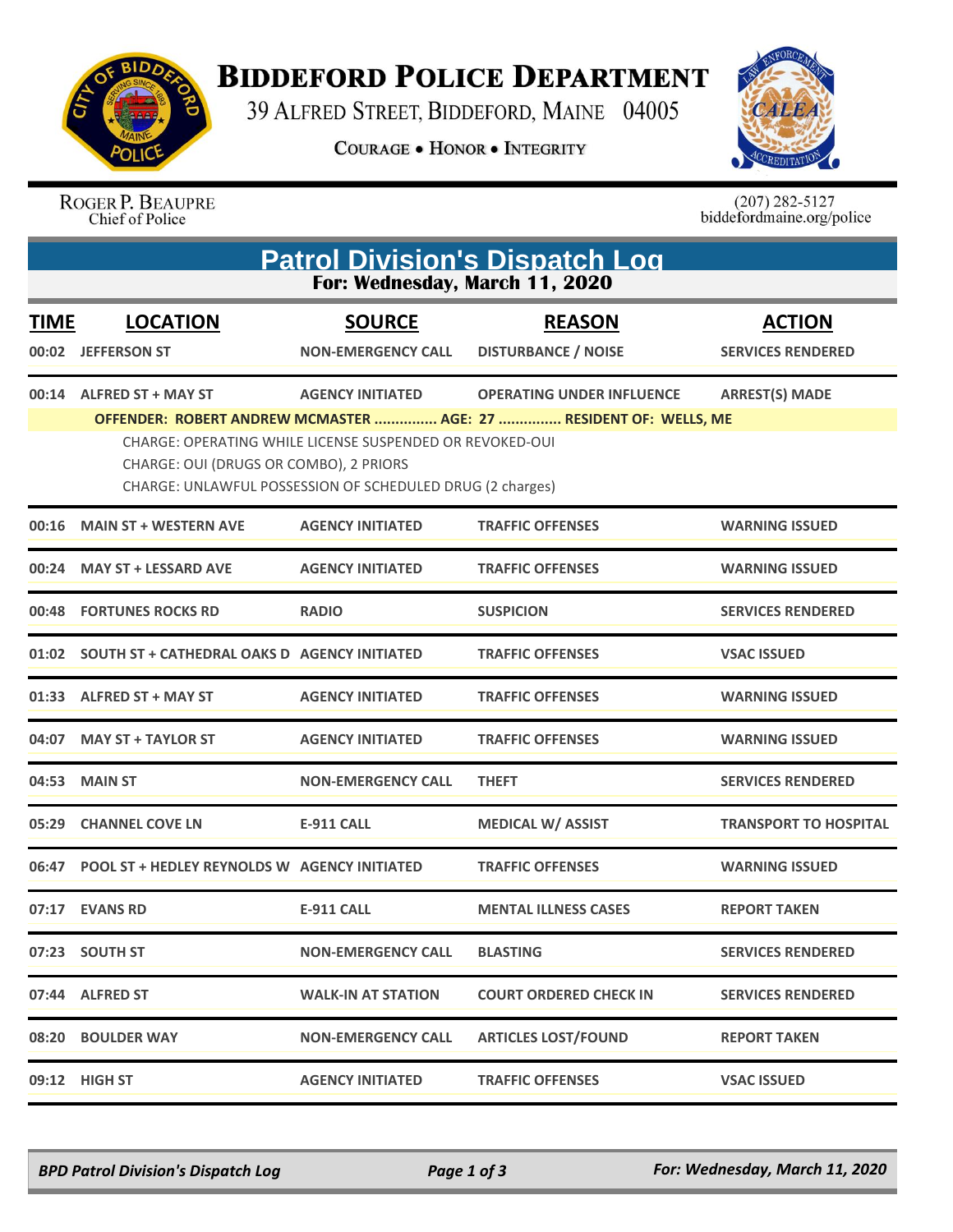# Biddeford Police Department

39 Alfred Street, Biddeford, Maine 04005

**Courage • Honor • Integrity**

Roger P. Beaupre
Chief of Police

(207) 282-5127
biddefordmaine.org/police

## Patrol Division's Dispatch Log

**For: Wednesday, March 11, 2020**

| TIME | LOCATION | SOURCE | REASON | ACTION |
|---|---|---|---|---|
| 00:02 | JEFFERSON ST | NON-EMERGENCY CALL | DISTURBANCE / NOISE | SERVICES RENDERED |
| 00:14 | ALFRED ST + MAY ST | AGENCY INITIATED | OPERATING UNDER INFLUENCE | ARREST(S) MADE |
| | **OFFENDER: ROBERT ANDREW MCMASTER ............... AGE: 27 ............... RESIDENT OF: WELLS, ME**<br>CHARGE: OPERATING WHILE LICENSE SUSPENDED OR REVOKED-OUI<br>CHARGE: OUI (DRUGS OR COMBO), 2 PRIORS<br>CHARGE: UNLAWFUL POSSESSION OF SCHEDULED DRUG (2 charges) | | | |
| 00:16 | MAIN ST + WESTERN AVE | AGENCY INITIATED | TRAFFIC OFFENSES | WARNING ISSUED |
| 00:24 | MAY ST + LESSARD AVE | AGENCY INITIATED | TRAFFIC OFFENSES | WARNING ISSUED |
| 00:48 | FORTUNES ROCKS RD | RADIO | SUSPICION | SERVICES RENDERED |
| 01:02 | SOUTH ST + CATHEDRAL OAKS D | AGENCY INITIATED | TRAFFIC OFFENSES | VSAC ISSUED |
| 01:33 | ALFRED ST + MAY ST | AGENCY INITIATED | TRAFFIC OFFENSES | WARNING ISSUED |
| 04:07 | MAY ST + TAYLOR ST | AGENCY INITIATED | TRAFFIC OFFENSES | WARNING ISSUED |
| 04:53 | MAIN ST | NON-EMERGENCY CALL | THEFT | SERVICES RENDERED |
| 05:29 | CHANNEL COVE LN | E-911 CALL | MEDICAL W/ ASSIST | TRANSPORT TO HOSPITAL |
| 06:47 | POOL ST + HEDLEY REYNOLDS W | AGENCY INITIATED | TRAFFIC OFFENSES | WARNING ISSUED |
| 07:17 | EVANS RD | E-911 CALL | MENTAL ILLNESS CASES | REPORT TAKEN |
| 07:23 | SOUTH ST | NON-EMERGENCY CALL | BLASTING | SERVICES RENDERED |
| 07:44 | ALFRED ST | WALK-IN AT STATION | COURT ORDERED CHECK IN | SERVICES RENDERED |
| 08:20 | BOULDER WAY | NON-EMERGENCY CALL | ARTICLES LOST/FOUND | REPORT TAKEN |
| 09:12 | HIGH ST | AGENCY INITIATED | TRAFFIC OFFENSES | VSAC ISSUED |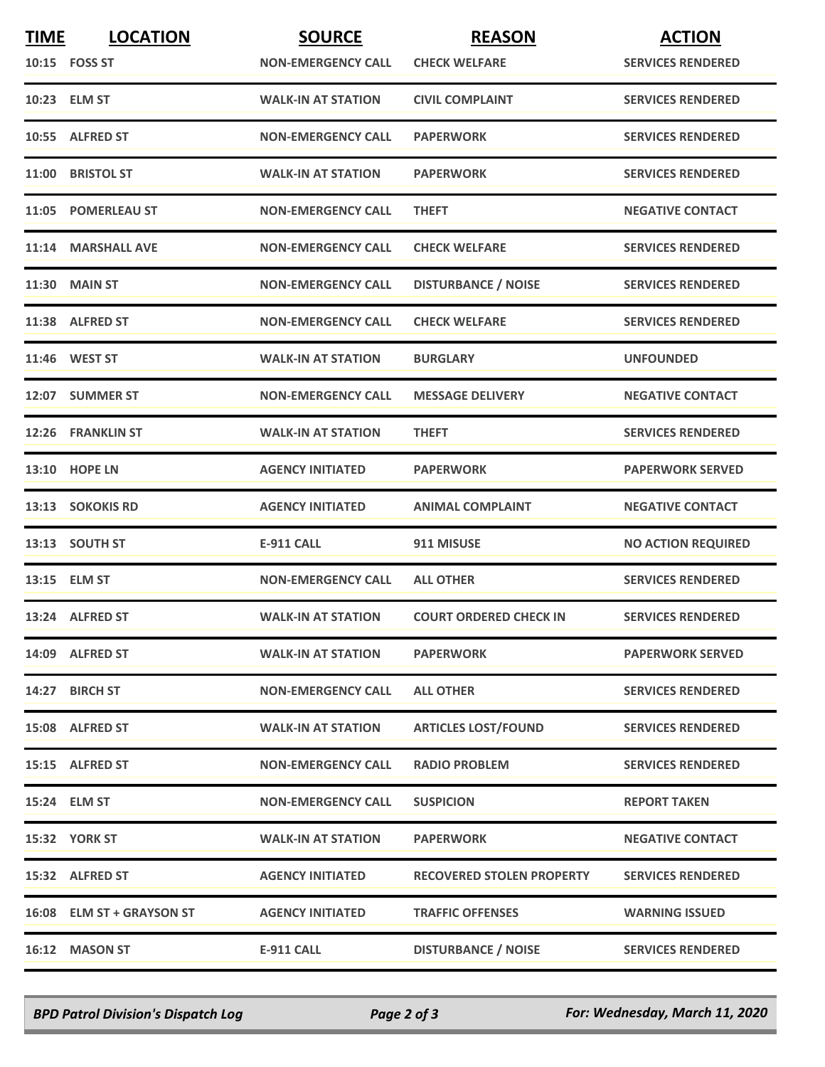| TIME | LOCATION | SOURCE | REASON | ACTION |
|---|---|---|---|---|
| 10:15 | FOSS ST | NON-EMERGENCY CALL | CHECK WELFARE | SERVICES RENDERED |
| 10:23 | ELM ST | WALK-IN AT STATION | CIVIL COMPLAINT | SERVICES RENDERED |
| 10:55 | ALFRED ST | NON-EMERGENCY CALL | PAPERWORK | SERVICES RENDERED |
| 11:00 | BRISTOL ST | WALK-IN AT STATION | PAPERWORK | SERVICES RENDERED |
| 11:05 | POMERLEAU ST | NON-EMERGENCY CALL | THEFT | NEGATIVE CONTACT |
| 11:14 | MARSHALL AVE | NON-EMERGENCY CALL | CHECK WELFARE | SERVICES RENDERED |
| 11:30 | MAIN ST | NON-EMERGENCY CALL | DISTURBANCE / NOISE | SERVICES RENDERED |
| 11:38 | ALFRED ST | NON-EMERGENCY CALL | CHECK WELFARE | SERVICES RENDERED |
| 11:46 | WEST ST | WALK-IN AT STATION | BURGLARY | UNFOUNDED |
| 12:07 | SUMMER ST | NON-EMERGENCY CALL | MESSAGE DELIVERY | NEGATIVE CONTACT |
| 12:26 | FRANKLIN ST | WALK-IN AT STATION | THEFT | SERVICES RENDERED |
| 13:10 | HOPE LN | AGENCY INITIATED | PAPERWORK | PAPERWORK SERVED |
| 13:13 | SOKOKIS RD | AGENCY INITIATED | ANIMAL COMPLAINT | NEGATIVE CONTACT |
| 13:13 | SOUTH ST | E-911 CALL | 911 MISUSE | NO ACTION REQUIRED |
| 13:15 | ELM ST | NON-EMERGENCY CALL | ALL OTHER | SERVICES RENDERED |
| 13:24 | ALFRED ST | WALK-IN AT STATION | COURT ORDERED CHECK IN | SERVICES RENDERED |
| 14:09 | ALFRED ST | WALK-IN AT STATION | PAPERWORK | PAPERWORK SERVED |
| 14:27 | BIRCH ST | NON-EMERGENCY CALL | ALL OTHER | SERVICES RENDERED |
| 15:08 | ALFRED ST | WALK-IN AT STATION | ARTICLES LOST/FOUND | SERVICES RENDERED |
| 15:15 | ALFRED ST | NON-EMERGENCY CALL | RADIO PROBLEM | SERVICES RENDERED |
| 15:24 | ELM ST | NON-EMERGENCY CALL | SUSPICION | REPORT TAKEN |
| 15:32 | YORK ST | WALK-IN AT STATION | PAPERWORK | NEGATIVE CONTACT |
| 15:32 | ALFRED ST | AGENCY INITIATED | RECOVERED STOLEN PROPERTY | SERVICES RENDERED |
| 16:08 | ELM ST + GRAYSON ST | AGENCY INITIATED | TRAFFIC OFFENSES | WARNING ISSUED |
| 16:12 | MASON ST | E-911 CALL | DISTURBANCE / NOISE | SERVICES RENDERED |

*BPD Patrol Division's Dispatch Log* — *For: Wednesday, March 11, 2020*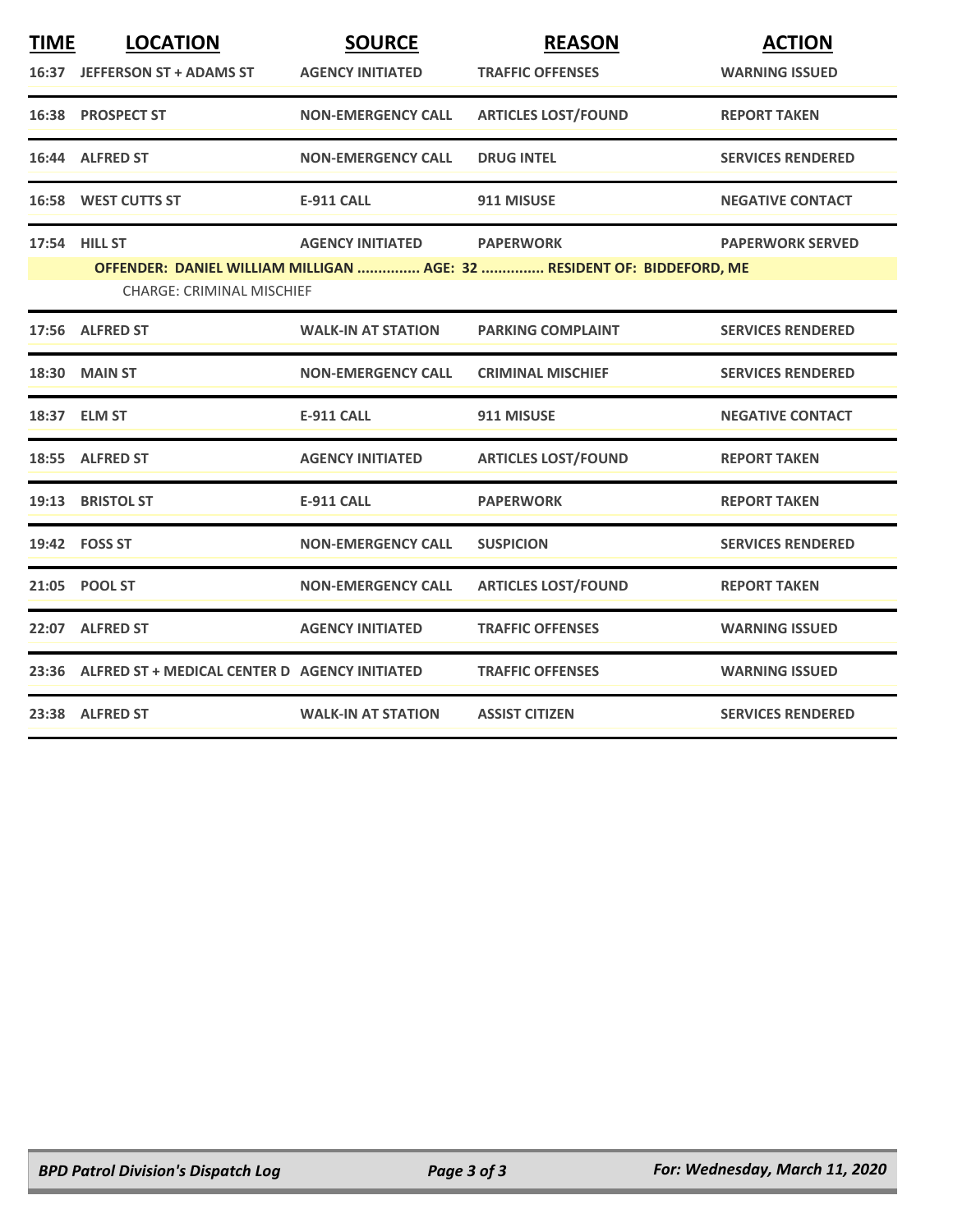| TIME | LOCATION | SOURCE | REASON | ACTION |
|---|---|---|---|---|
| 16:37 | JEFFERSON ST + ADAMS ST | AGENCY INITIATED | TRAFFIC OFFENSES | WARNING ISSUED |
| 16:38 | PROSPECT ST | NON-EMERGENCY CALL | ARTICLES LOST/FOUND | REPORT TAKEN |
| 16:44 | ALFRED ST | NON-EMERGENCY CALL | DRUG INTEL | SERVICES RENDERED |
| 16:58 | WEST CUTTS ST | E-911 CALL | 911 MISUSE | NEGATIVE CONTACT |
| 17:54 | HILL ST | AGENCY INITIATED | PAPERWORK | PAPERWORK SERVED |
| | **OFFENDER: DANIEL WILLIAM MILLIGAN ............... AGE: 32 ............... RESIDENT OF: BIDDEFORD, ME** | | | |
| | CHARGE: CRIMINAL MISCHIEF | | | |
| 17:56 | ALFRED ST | WALK-IN AT STATION | PARKING COMPLAINT | SERVICES RENDERED |
| 18:30 | MAIN ST | NON-EMERGENCY CALL | CRIMINAL MISCHIEF | SERVICES RENDERED |
| 18:37 | ELM ST | E-911 CALL | 911 MISUSE | NEGATIVE CONTACT |
| 18:55 | ALFRED ST | AGENCY INITIATED | ARTICLES LOST/FOUND | REPORT TAKEN |
| 19:13 | BRISTOL ST | E-911 CALL | PAPERWORK | REPORT TAKEN |
| 19:42 | FOSS ST | NON-EMERGENCY CALL | SUSPICION | SERVICES RENDERED |
| 21:05 | POOL ST | NON-EMERGENCY CALL | ARTICLES LOST/FOUND | REPORT TAKEN |
| 22:07 | ALFRED ST | AGENCY INITIATED | TRAFFIC OFFENSES | WARNING ISSUED |
| 23:36 | ALFRED ST + MEDICAL CENTER D | AGENCY INITIATED | TRAFFIC OFFENSES | WARNING ISSUED |
| 23:38 | ALFRED ST | WALK-IN AT STATION | ASSIST CITIZEN | SERVICES RENDERED |